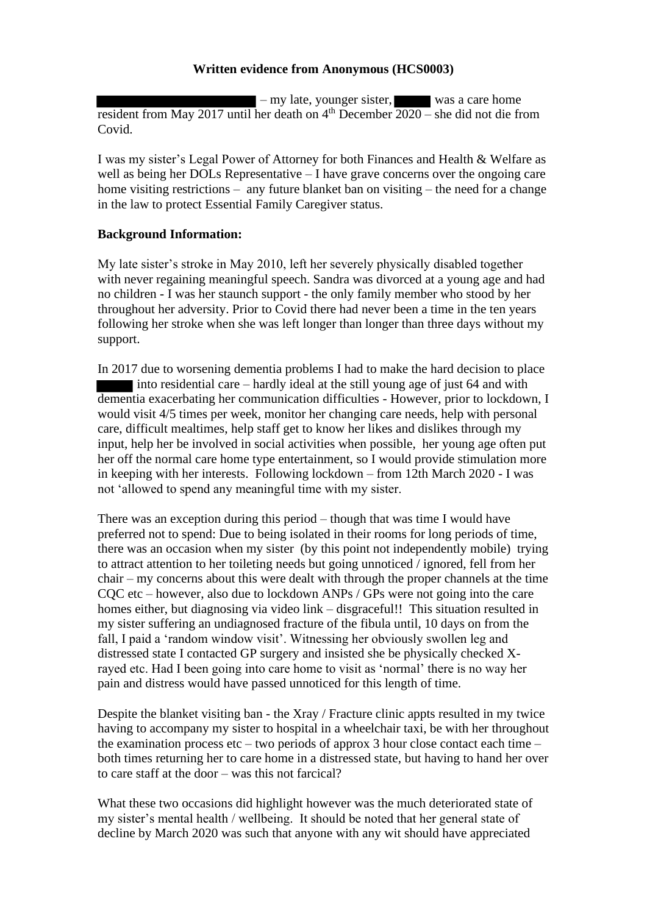**Written evidence from Anonymous (HCS0003)**

████████████ – my late, younger sister, ████ was a care home resident from May 2017 until her death on 4th December 2020 – she did not die from Covid.

I was my sister's Legal Power of Attorney for both Finances and Health & Welfare as well as being her DOLs Representative – I have grave concerns over the ongoing care home visiting restrictions – any future blanket ban on visiting – the need for a change in the law to protect Essential Family Caregiver status.

**Background Information:**

My late sister's stroke in May 2010, left her severely physically disabled together with never regaining meaningful speech. Sandra was divorced at a young age and had no children - I was her staunch support - the only family member who stood by her throughout her adversity. Prior to Covid there had never been a time in the ten years following her stroke when she was left longer than longer than three days without my support.

In 2017 due to worsening dementia problems I had to make the hard decision to place ████ into residential care – hardly ideal at the still young age of just 64 and with dementia exacerbating her communication difficulties - However, prior to lockdown, I would visit 4/5 times per week, monitor her changing care needs, help with personal care, difficult mealtimes, help staff get to know her likes and dislikes through my input, help her be involved in social activities when possible, her young age often put her off the normal care home type entertainment, so I would provide stimulation more in keeping with her interests. Following lockdown – from 12th March 2020 - I was not 'allowed to spend any meaningful time with my sister.

There was an exception during this period – though that was time I would have preferred not to spend: Due to being isolated in their rooms for long periods of time, there was an occasion when my sister (by this point not independently mobile) trying to attract attention to her toileting needs but going unnoticed / ignored, fell from her chair – my concerns about this were dealt with through the proper channels at the time CQC etc – however, also due to lockdown ANPs / GPs were not going into the care homes either, but diagnosing via video link – disgraceful!! This situation resulted in my sister suffering an undiagnosed fracture of the fibula until, 10 days on from the fall, I paid a 'random window visit'. Witnessing her obviously swollen leg and distressed state I contacted GP surgery and insisted she be physically checked X-rayed etc. Had I been going into care home to visit as 'normal' there is no way her pain and distress would have passed unnoticed for this length of time.

Despite the blanket visiting ban - the Xray / Fracture clinic appts resulted in my twice having to accompany my sister to hospital in a wheelchair taxi, be with her throughout the examination process etc – two periods of approx 3 hour close contact each time – both times returning her to care home in a distressed state, but having to hand her over to care staff at the door – was this not farcical?

What these two occasions did highlight however was the much deteriorated state of my sister's mental health / wellbeing. It should be noted that her general state of decline by March 2020 was such that anyone with any wit should have appreciated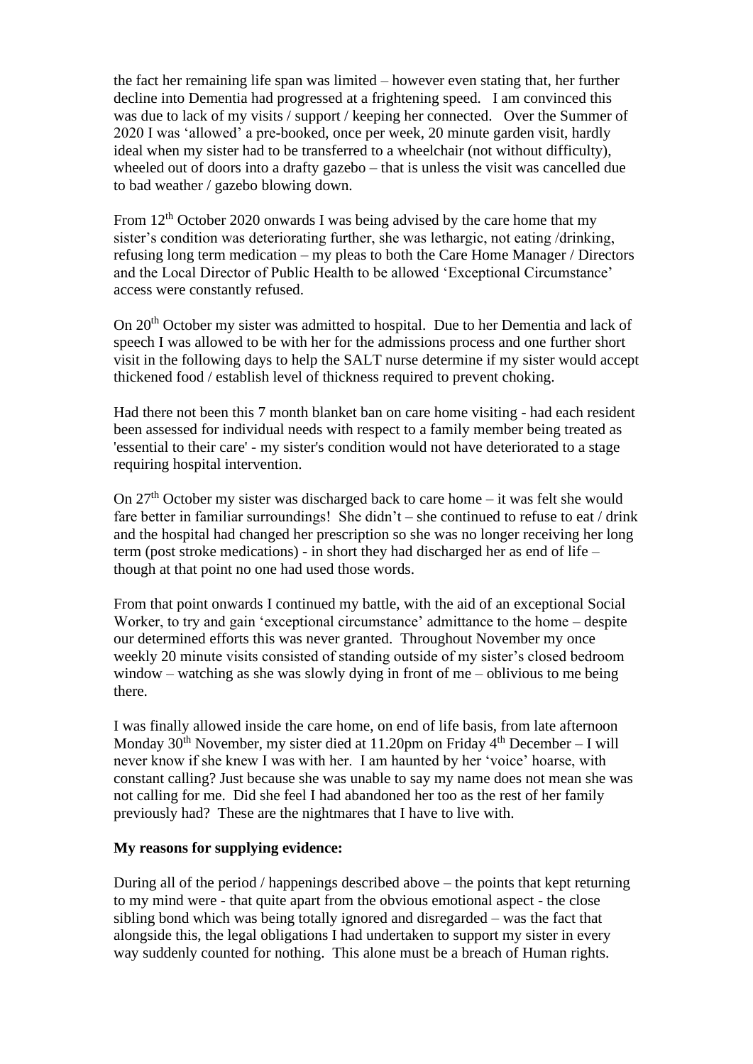the fact her remaining life span was limited – however even stating that, her further decline into Dementia had progressed at a frightening speed. I am convinced this was due to lack of my visits / support / keeping her connected. Over the Summer of 2020 I was 'allowed' a pre-booked, once per week, 20 minute garden visit, hardly ideal when my sister had to be transferred to a wheelchair (not without difficulty), wheeled out of doors into a drafty gazebo – that is unless the visit was cancelled due to bad weather / gazebo blowing down.

From 12th October 2020 onwards I was being advised by the care home that my sister's condition was deteriorating further, she was lethargic, not eating /drinking, refusing long term medication – my pleas to both the Care Home Manager / Directors and the Local Director of Public Health to be allowed 'Exceptional Circumstance' access were constantly refused.

On 20th October my sister was admitted to hospital. Due to her Dementia and lack of speech I was allowed to be with her for the admissions process and one further short visit in the following days to help the SALT nurse determine if my sister would accept thickened food / establish level of thickness required to prevent choking.

Had there not been this 7 month blanket ban on care home visiting - had each resident been assessed for individual needs with respect to a family member being treated as 'essential to their care' - my sister's condition would not have deteriorated to a stage requiring hospital intervention.

On 27th October my sister was discharged back to care home – it was felt she would fare better in familiar surroundings! She didn't – she continued to refuse to eat / drink and the hospital had changed her prescription so she was no longer receiving her long term (post stroke medications) - in short they had discharged her as end of life – though at that point no one had used those words.

From that point onwards I continued my battle, with the aid of an exceptional Social Worker, to try and gain 'exceptional circumstance' admittance to the home – despite our determined efforts this was never granted. Throughout November my once weekly 20 minute visits consisted of standing outside of my sister's closed bedroom window – watching as she was slowly dying in front of me – oblivious to me being there.

I was finally allowed inside the care home, on end of life basis, from late afternoon Monday 30th November, my sister died at 11.20pm on Friday 4th December – I will never know if she knew I was with her. I am haunted by her 'voice' hoarse, with constant calling? Just because she was unable to say my name does not mean she was not calling for me. Did she feel I had abandoned her too as the rest of her family previously had? These are the nightmares that I have to live with.

**My reasons for supplying evidence:**

During all of the period / happenings described above – the points that kept returning to my mind were - that quite apart from the obvious emotional aspect - the close sibling bond which was being totally ignored and disregarded – was the fact that alongside this, the legal obligations I had undertaken to support my sister in every way suddenly counted for nothing. This alone must be a breach of Human rights.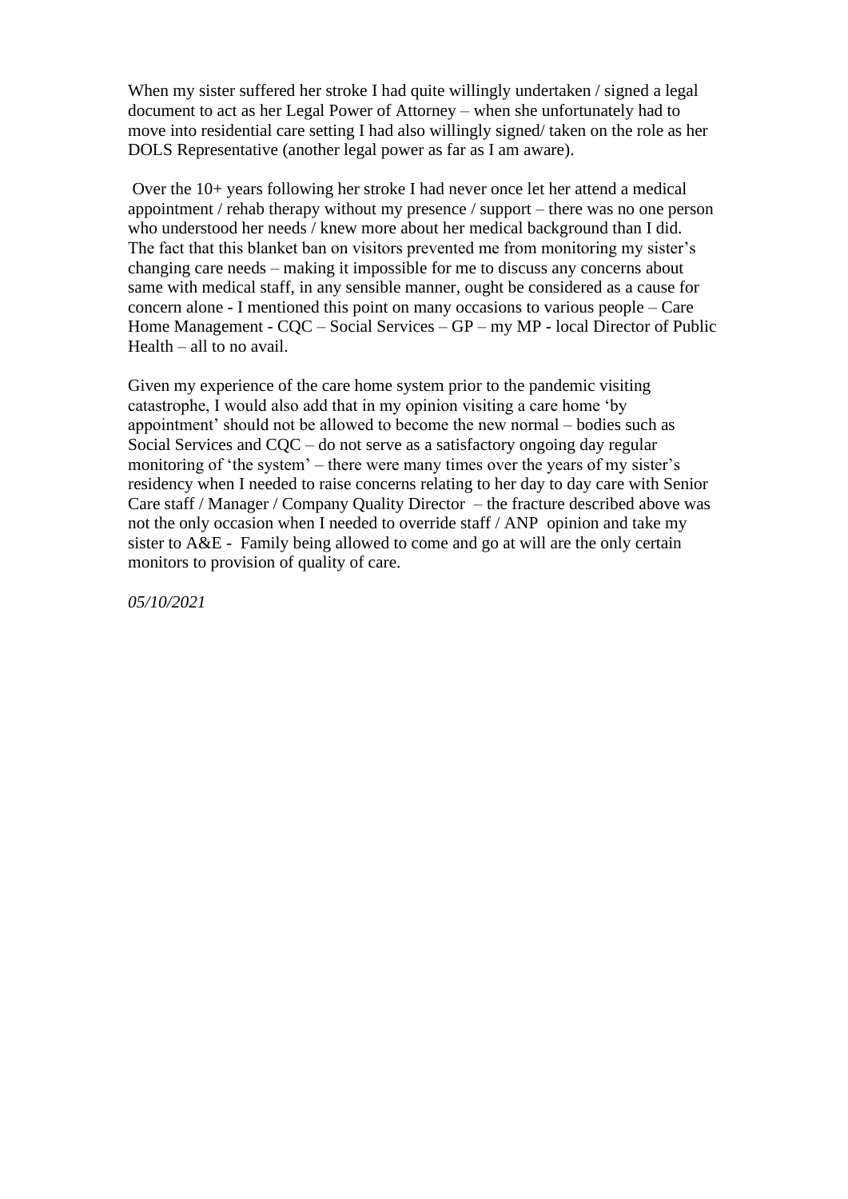When my sister suffered her stroke I had quite willingly undertaken / signed a legal document to act as her Legal Power of Attorney – when she unfortunately had to move into residential care setting I had also willingly signed/ taken on the role as her DOLS Representative (another legal power as far as I am aware).

Over the 10+ years following her stroke I had never once let her attend a medical appointment / rehab therapy without my presence / support – there was no one person who understood her needs / knew more about her medical background than I did. The fact that this blanket ban on visitors prevented me from monitoring my sister's changing care needs – making it impossible for me to discuss any concerns about same with medical staff, in any sensible manner, ought be considered as a cause for concern alone - I mentioned this point on many occasions to various people – Care Home Management - CQC – Social Services – GP – my MP - local Director of Public Health – all to no avail.

Given my experience of the care home system prior to the pandemic visiting catastrophe, I would also add that in my opinion visiting a care home 'by appointment' should not be allowed to become the new normal – bodies such as Social Services and CQC – do not serve as a satisfactory ongoing day regular monitoring of 'the system' – there were many times over the years of my sister's residency when I needed to raise concerns relating to her day to day care with Senior Care staff / Manager / Company Quality Director – the fracture described above was not the only occasion when I needed to override staff / ANP opinion and take my sister to A&E - Family being allowed to come and go at will are the only certain monitors to provision of quality of care.

*05/10/2021*